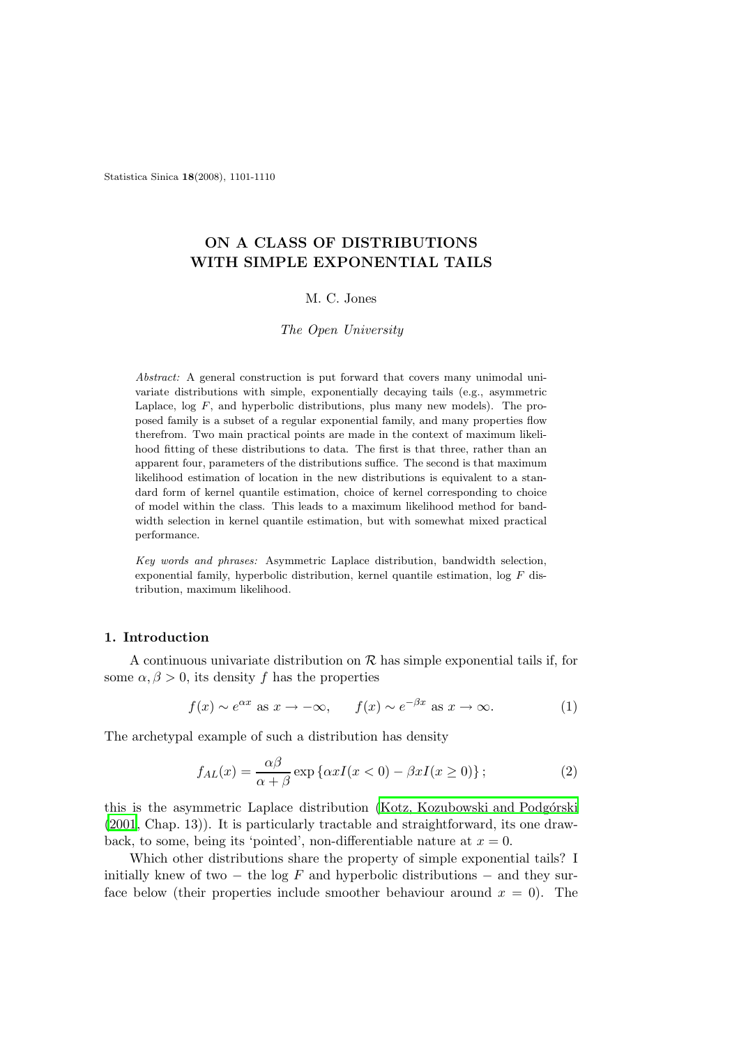# ON A CLASS OF DISTRIBUTIONS WITH SIMPLE EXPONENTIAL TAILS

M. C. Jones

*The Open University*

*Abstract:* A general construction is put forward that covers many unimodal univariate distributions with simple, exponentially decaying tails (e.g., asymmetric Laplace, log $F$, and hyperbolic distributions, plus many new models). The proposed family is a subset of a regular exponential family, and many properties flow therefrom. Two main practical points are made in the context of maximum likelihood fitting of these distributions to data. The first is that three, rather than an apparent four, parameters of the distributions suffice. The second is that maximum likelihood estimation of location in the new distributions is equivalent to a standard form of kernel quantile estimation, choice of kernel corresponding to choice of model within the class. This leads to a maximum likelihood method for bandwidth selection in kernel quantile estimation, but with somewhat mixed practical performance.

*Key words and phrases:* Asymmetric Laplace distribution, bandwidth selection, exponential family, hyperbolic distribution, kernel quantile estimation, log $F$ distribution, maximum likelihood.

## 1. Introduction

A continuous univariate distribution on $\mathcal{R}$ has simple exponential tails if, for some $\alpha, \beta > 0$, its density $f$ has the properties

$$f(x) \sim e^{\alpha x} \text{ as } x \to -\infty, \qquad f(x) \sim e^{-\beta x} \text{ as } x \to \infty. \tag{1}$$

The archetypal example of such a distribution has density

$$f_{AL}(x) = \frac{\alpha\beta}{\alpha+\beta} \exp\{\alpha x I(x<0) - \beta x I(x \geq 0)\}; \tag{2}$$

this is the asymmetric Laplace distribution (Kotz, Kozubowski and Podgórski (2001, Chap. 13)). It is particularly tractable and straightforward, its one drawback, to some, being its 'pointed', non-differentiable nature at $x = 0$.

Which other distributions share the property of simple exponential tails? I initially knew of two − the log $F$ and hyperbolic distributions − and they surface below (their properties include smoother behaviour around $x = 0$). The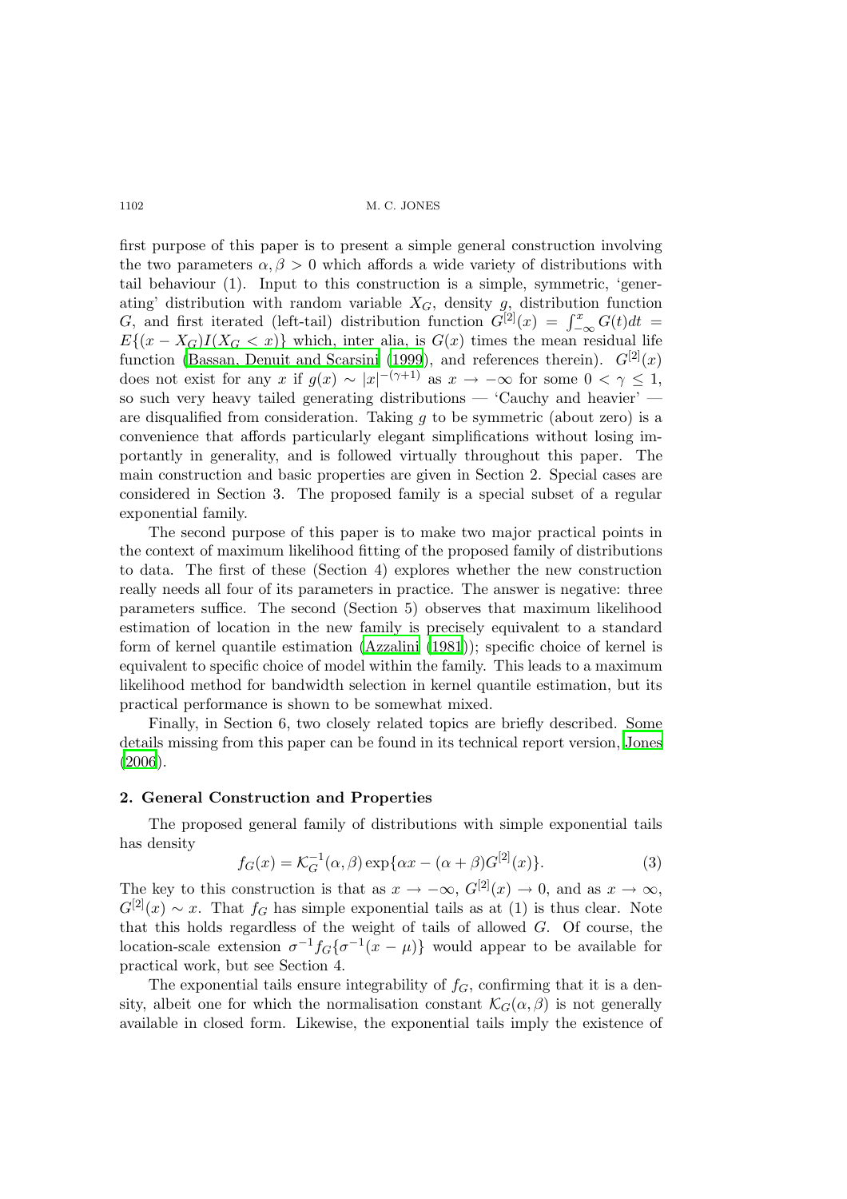first purpose of this paper is to present a simple general construction involving the two parameters $\alpha, \beta > 0$ which affords a wide variety of distributions with tail behaviour (1). Input to this construction is a simple, symmetric, 'generating' distribution with random variable $X_G$, density $g$, distribution function $G$, and first iterated (left-tail) distribution function $G^{[2]}(x) = \int_{-\infty}^{x} G(t)dt = E\{(x - X_G)I(X_G < x)\}$ which, inter alia, is $G(x)$ times the mean residual life function (Bassan, Denuit and Scarsini (1999), and references therein). $G^{[2]}(x)$ does not exist for any $x$ if $g(x) \sim |x|^{-(\gamma+1)}$ as $x \to -\infty$ for some $0 < \gamma \leq 1$, so such very heavy tailed generating distributions — 'Cauchy and heavier' — are disqualified from consideration. Taking $g$ to be symmetric (about zero) is a convenience that affords particularly elegant simplifications without losing importantly in generality, and is followed virtually throughout this paper. The main construction and basic properties are given in Section 2. Special cases are considered in Section 3. The proposed family is a special subset of a regular exponential family.

The second purpose of this paper is to make two major practical points in the context of maximum likelihood fitting of the proposed family of distributions to data. The first of these (Section 4) explores whether the new construction really needs all four of its parameters in practice. The answer is negative: three parameters suffice. The second (Section 5) observes that maximum likelihood estimation of location in the new family is precisely equivalent to a standard form of kernel quantile estimation (Azzalini (1981)); specific choice of kernel is equivalent to specific choice of model within the family. This leads to a maximum likelihood method for bandwidth selection in kernel quantile estimation, but its practical performance is shown to be somewhat mixed.

Finally, in Section 6, two closely related topics are briefly described. Some details missing from this paper can be found in its technical report version, Jones (2006).

## 2. General Construction and Properties

The proposed general family of distributions with simple exponential tails has density

$$f_G(x) = \mathcal{K}_G^{-1}(\alpha, \beta) \exp\{\alpha x - (\alpha + \beta) G^{[2]}(x)\}. \tag{3}$$

The key to this construction is that as $x \to -\infty$, $G^{[2]}(x) \to 0$, and as $x \to \infty$, $G^{[2]}(x) \sim x$. That $f_G$ has simple exponential tails as at (1) is thus clear. Note that this holds regardless of the weight of tails of allowed $G$. Of course, the location-scale extension $\sigma^{-1} f_G\{\sigma^{-1}(x - \mu)\}$ would appear to be available for practical work, but see Section 4.

The exponential tails ensure integrability of $f_G$, confirming that it is a density, albeit one for which the normalisation constant $\mathcal{K}_G(\alpha, \beta)$ is not generally available in closed form. Likewise, the exponential tails imply the existence of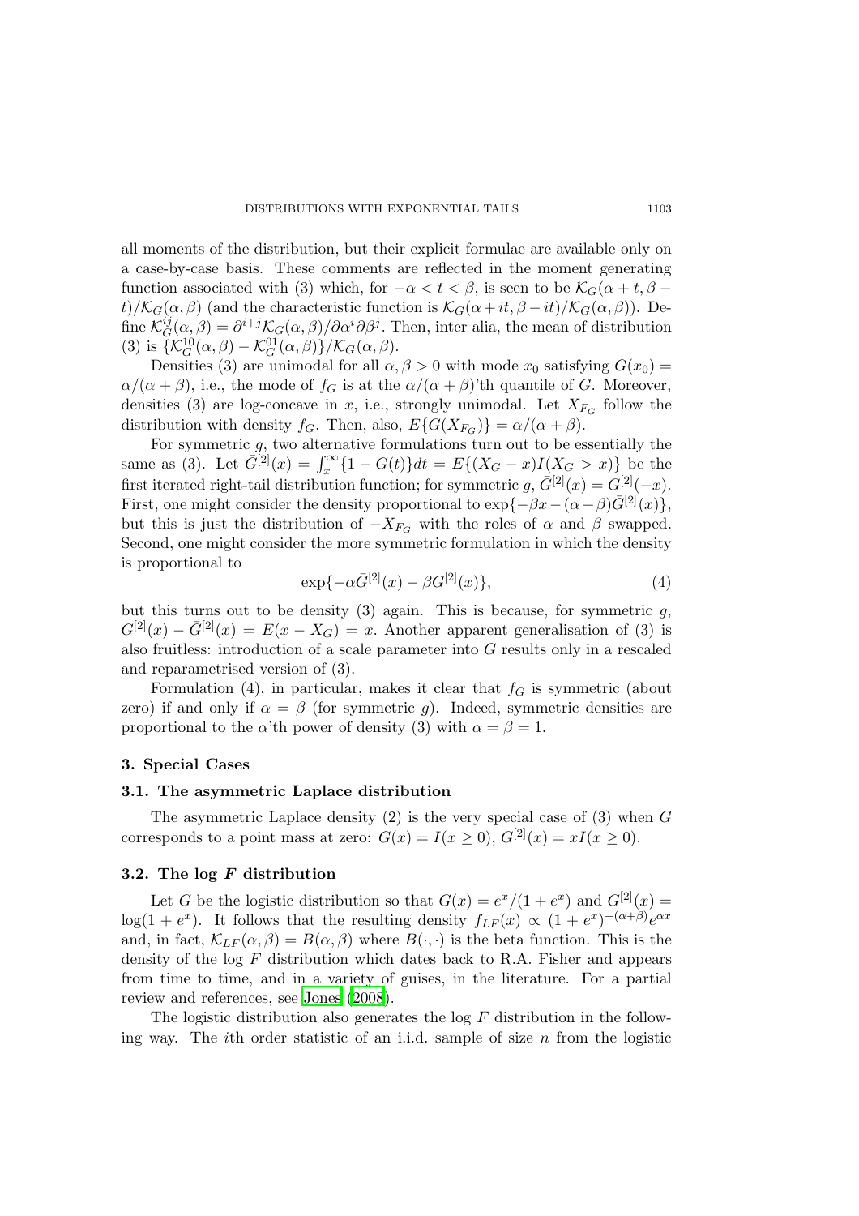all moments of the distribution, but their explicit formulae are available only on a case-by-case basis. These comments are reflected in the moment generating function associated with (3) which, for $-\alpha < t < \beta$, is seen to be $\mathcal{K}_G(\alpha + t, \beta - t)/\mathcal{K}_G(\alpha, \beta)$ (and the characteristic function is $\mathcal{K}_G(\alpha + it, \beta - it)/\mathcal{K}_G(\alpha, \beta)$). Define $\mathcal{K}_G^{ij}(\alpha, \beta) = \partial^{i+j}\mathcal{K}_G(\alpha, \beta)/\partial\alpha^i\partial\beta^j$. Then, inter alia, the mean of distribution (3) is $\{\mathcal{K}_G^{10}(\alpha, \beta) - \mathcal{K}_G^{01}(\alpha, \beta)\}/\mathcal{K}_G(\alpha, \beta)$.

Densities (3) are unimodal for all $\alpha, \beta > 0$ with mode $x_0$ satisfying $G(x_0) = \alpha/(\alpha + \beta)$, i.e., the mode of $f_G$ is at the $\alpha/(\alpha + \beta)$'th quantile of $G$. Moreover, densities (3) are log-concave in $x$, i.e., strongly unimodal. Let $X_{F_G}$ follow the distribution with density $f_G$. Then, also, $E\{G(X_{F_G})\} = \alpha/(\alpha + \beta)$.

For symmetric $g$, two alternative formulations turn out to be essentially the same as (3). Let $\bar{G}^{[2]}(x) = \int_x^\infty \{1 - G(t)\}dt = E\{(X_G - x)I(X_G > x)\}$ be the first iterated right-tail distribution function; for symmetric $g$, $\bar{G}^{[2]}(x) = G^{[2]}(-x)$. First, one might consider the density proportional to $\exp\{-\beta x - (\alpha+\beta)\bar{G}^{[2]}(x)\}$, but this is just the distribution of $-X_{F_G}$ with the roles of $\alpha$ and $\beta$ swapped. Second, one might consider the more symmetric formulation in which the density is proportional to

$$\exp\{-\alpha\bar{G}^{[2]}(x) - \beta G^{[2]}(x)\}, \tag{4}$$

but this turns out to be density (3) again. This is because, for symmetric $g$, $G^{[2]}(x) - \bar{G}^{[2]}(x) = E(x - X_G) = x$. Another apparent generalisation of (3) is also fruitless: introduction of a scale parameter into $G$ results only in a rescaled and reparametrised version of (3).

Formulation (4), in particular, makes it clear that $f_G$ is symmetric (about zero) if and only if $\alpha = \beta$ (for symmetric $g$). Indeed, symmetric densities are proportional to the $\alpha$'th power of density (3) with $\alpha = \beta = 1$.

## 3. Special Cases

### 3.1. The asymmetric Laplace distribution

The asymmetric Laplace density (2) is the very special case of (3) when $G$ corresponds to a point mass at zero: $G(x) = I(x \geq 0)$, $G^{[2]}(x) = xI(x \geq 0)$.

### 3.2. The log *F* distribution

Let $G$ be the logistic distribution so that $G(x) = e^x/(1 + e^x)$ and $G^{[2]}(x) = \log(1 + e^x)$. It follows that the resulting density $f_{LF}(x) \propto (1 + e^x)^{-(\alpha+\beta)}e^{\alpha x}$ and, in fact, $\mathcal{K}_{LF}(\alpha, \beta) = B(\alpha, \beta)$ where $B(\cdot, \cdot)$ is the beta function. This is the density of the log $F$ distribution which dates back to R.A. Fisher and appears from time to time, and in a variety of guises, in the literature. For a partial review and references, see Jones (2008).

The logistic distribution also generates the log $F$ distribution in the following way. The $i$th order statistic of an i.i.d. sample of size $n$ from the logistic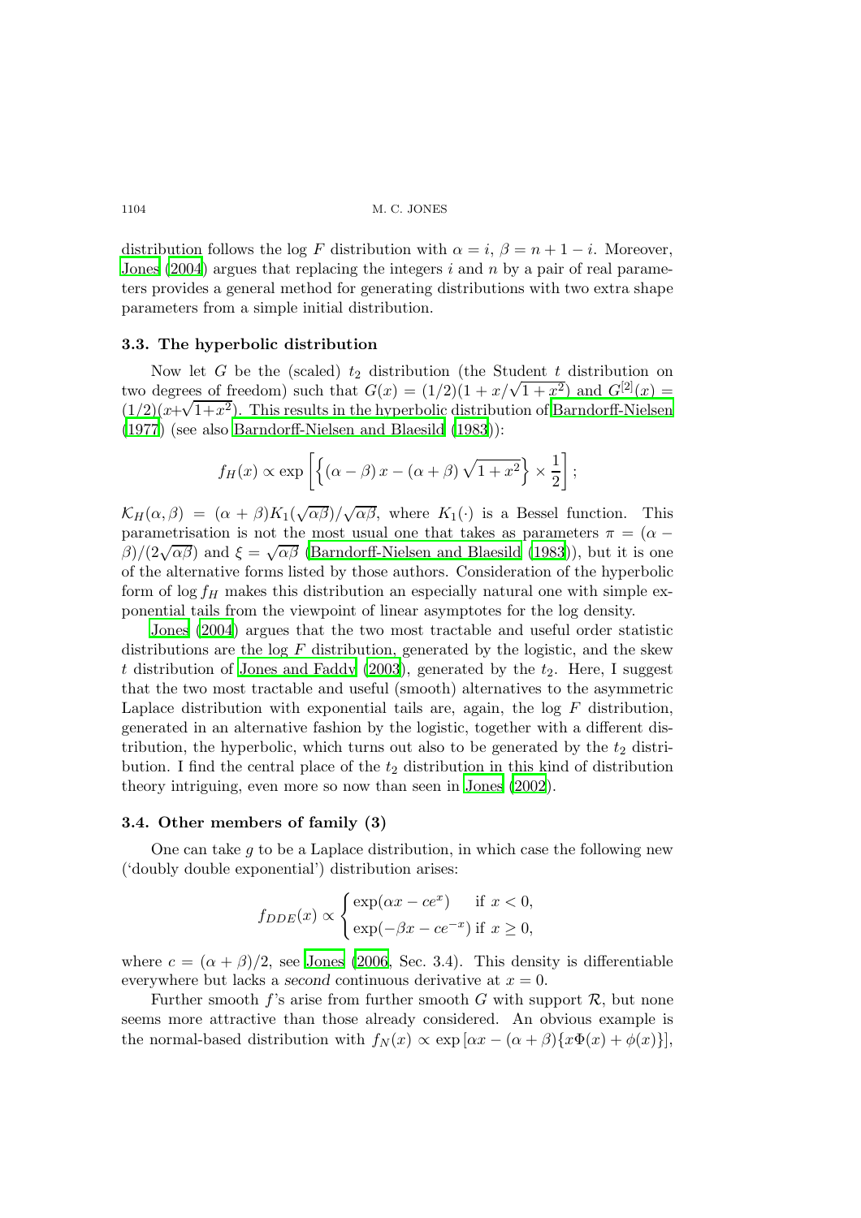distribution follows the log $F$ distribution with $\alpha = i$, $\beta = n + 1 - i$. Moreover, Jones (2004) argues that replacing the integers $i$ and $n$ by a pair of real parameters provides a general method for generating distributions with two extra shape parameters from a simple initial distribution.

### 3.3. The hyperbolic distribution

Now let $G$ be the (scaled) $t_2$ distribution (the Student $t$ distribution on two degrees of freedom) such that $G(x) = (1/2)(1 + x/\sqrt{1 + x^2})$ and $G^{[2]}(x) = (1/2)(x+\sqrt{1+x^2})$. This results in the hyperbolic distribution of Barndorff-Nielsen (1977) (see also Barndorff-Nielsen and Blaesild (1983)):

$$f_H(x) \propto \exp\left[\left\{(\alpha - \beta)\, x - (\alpha + \beta)\sqrt{1 + x^2}\right\} \times \frac{1}{2}\right];$$

$\mathcal{K}_H(\alpha, \beta) = (\alpha + \beta)K_1(\sqrt{\alpha\beta})/\sqrt{\alpha\beta}$, where $K_1(\cdot)$ is a Bessel function. This parametrisation is not the most usual one that takes as parameters $\pi = (\alpha - \beta)/(2\sqrt{\alpha\beta})$ and $\xi = \sqrt{\alpha\beta}$ (Barndorff-Nielsen and Blaesild (1983)), but it is one of the alternative forms listed by those authors. Consideration of the hyperbolic form of $\log f_H$ makes this distribution an especially natural one with simple exponential tails from the viewpoint of linear asymptotes for the log density.

Jones (2004) argues that the two most tractable and useful order statistic distributions are the log $F$ distribution, generated by the logistic, and the skew $t$ distribution of Jones and Faddy (2003), generated by the $t_2$. Here, I suggest that the two most tractable and useful (smooth) alternatives to the asymmetric Laplace distribution with exponential tails are, again, the log $F$ distribution, generated in an alternative fashion by the logistic, together with a different distribution, the hyperbolic, which turns out also to be generated by the $t_2$ distribution. I find the central place of the $t_2$ distribution in this kind of distribution theory intriguing, even more so now than seen in Jones (2002).

### 3.4. Other members of family (3)

One can take $g$ to be a Laplace distribution, in which case the following new ('doubly double exponential') distribution arises:

$$f_{DDE}(x) \propto \begin{cases} \exp(\alpha x - ce^{x}) & \text{if } x < 0, \\ \exp(-\beta x - ce^{-x}) & \text{if } x \geq 0, \end{cases}$$

where $c = (\alpha + \beta)/2$, see Jones (2006, Sec. 3.4). This density is differentiable everywhere but lacks a *second* continuous derivative at $x = 0$.

Further smooth $f$'s arise from further smooth $G$ with support $\mathcal{R}$, but none seems more attractive than those already considered. An obvious example is the normal-based distribution with $f_N(x) \propto \exp\left[\alpha x - (\alpha + \beta)\{x\Phi(x) + \phi(x)\}\right]$,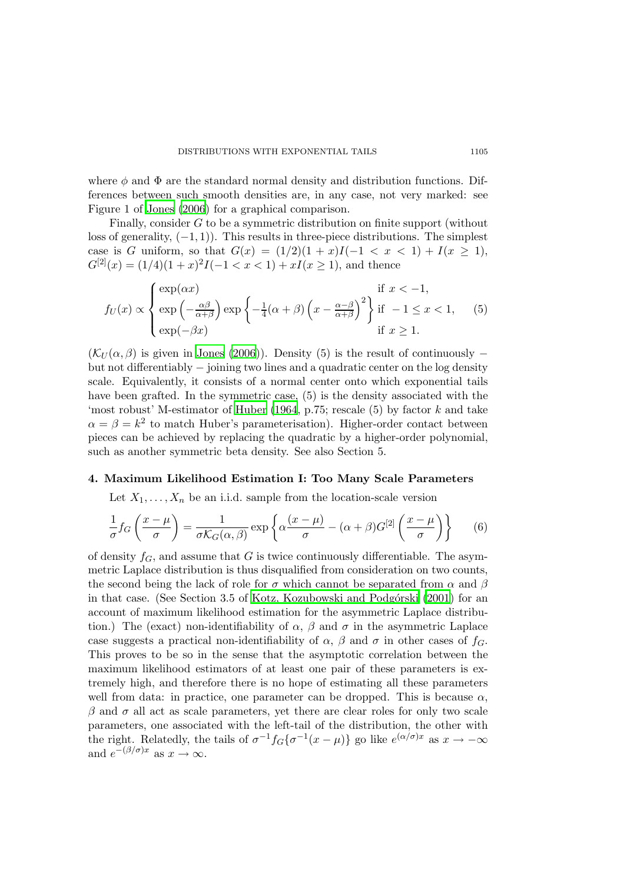where $\phi$ and $\Phi$ are the standard normal density and distribution functions. Differences between such smooth densities are, in any case, not very marked: see Figure 1 of Jones (2006) for a graphical comparison.

Finally, consider $G$ to be a symmetric distribution on finite support (without loss of generality, $(-1, 1)$). This results in three-piece distributions. The simplest case is $G$ uniform, so that $G(x) = (1/2)(1 + x)I(-1 < x < 1) + I(x \geq 1)$, $G^{[2]}(x) = (1/4)(1 + x)^2 I(-1 < x < 1) + xI(x \geq 1)$, and thence

$$
f_U(x) \propto \begin{cases} \exp(\alpha x) & \text{if } x < -1, \\ \exp\left(-\frac{\alpha\beta}{\alpha+\beta}\right) \exp\left\{-\frac{1}{4}(\alpha+\beta)\left(x - \frac{\alpha-\beta}{\alpha+\beta}\right)^2\right\} & \text{if } -1 \leq x < 1, \\ \exp(-\beta x) & \text{if } x \geq 1. \end{cases} \qquad (5)
$$

($\mathcal{K}_U(\alpha, \beta)$ is given in Jones (2006)). Density (5) is the result of continuously − but not differentiably − joining two lines and a quadratic center on the log density scale. Equivalently, it consists of a normal center onto which exponential tails have been grafted. In the symmetric case, (5) is the density associated with the 'most robust' M-estimator of Huber (1964, p.75; rescale (5) by factor $k$ and take $\alpha = \beta = k^2$ to match Huber's parameterisation). Higher-order contact between pieces can be achieved by replacing the quadratic by a higher-order polynomial, such as another symmetric beta density. See also Section 5.

## 4. Maximum Likelihood Estimation I: Too Many Scale Parameters

Let $X_1, \ldots, X_n$ be an i.i.d. sample from the location-scale version

$$
\frac{1}{\sigma} f_G\left(\frac{x-\mu}{\sigma}\right) = \frac{1}{\sigma \mathcal{K}_G(\alpha, \beta)} \exp\left\{\alpha \frac{(x-\mu)}{\sigma} - (\alpha+\beta) G^{[2]}\left(\frac{x-\mu}{\sigma}\right)\right\} \qquad (6)
$$

of density $f_G$, and assume that $G$ is twice continuously differentiable. The asymmetric Laplace distribution is thus disqualified from consideration on two counts, the second being the lack of role for $\sigma$ which cannot be separated from $\alpha$ and $\beta$ in that case. (See Section 3.5 of Kotz, Kozubowski and Podgórski (2001) for an account of maximum likelihood estimation for the asymmetric Laplace distribution.) The (exact) non-identifiability of $\alpha$, $\beta$ and $\sigma$ in the asymmetric Laplace case suggests a practical non-identifiability of $\alpha$, $\beta$ and $\sigma$ in other cases of $f_G$. This proves to be so in the sense that the asymptotic correlation between the maximum likelihood estimators of at least one pair of these parameters is extremely high, and therefore there is no hope of estimating all these parameters well from data: in practice, one parameter can be dropped. This is because $\alpha$, $\beta$ and $\sigma$ all act as scale parameters, yet there are clear roles for only two scale parameters, one associated with the left-tail of the distribution, the other with the right. Relatedly, the tails of $\sigma^{-1} f_G\{\sigma^{-1}(x-\mu)\}$ go like $e^{(\alpha/\sigma)x}$ as $x \to -\infty$ and $e^{-(\beta/\sigma)x}$ as $x \to \infty$.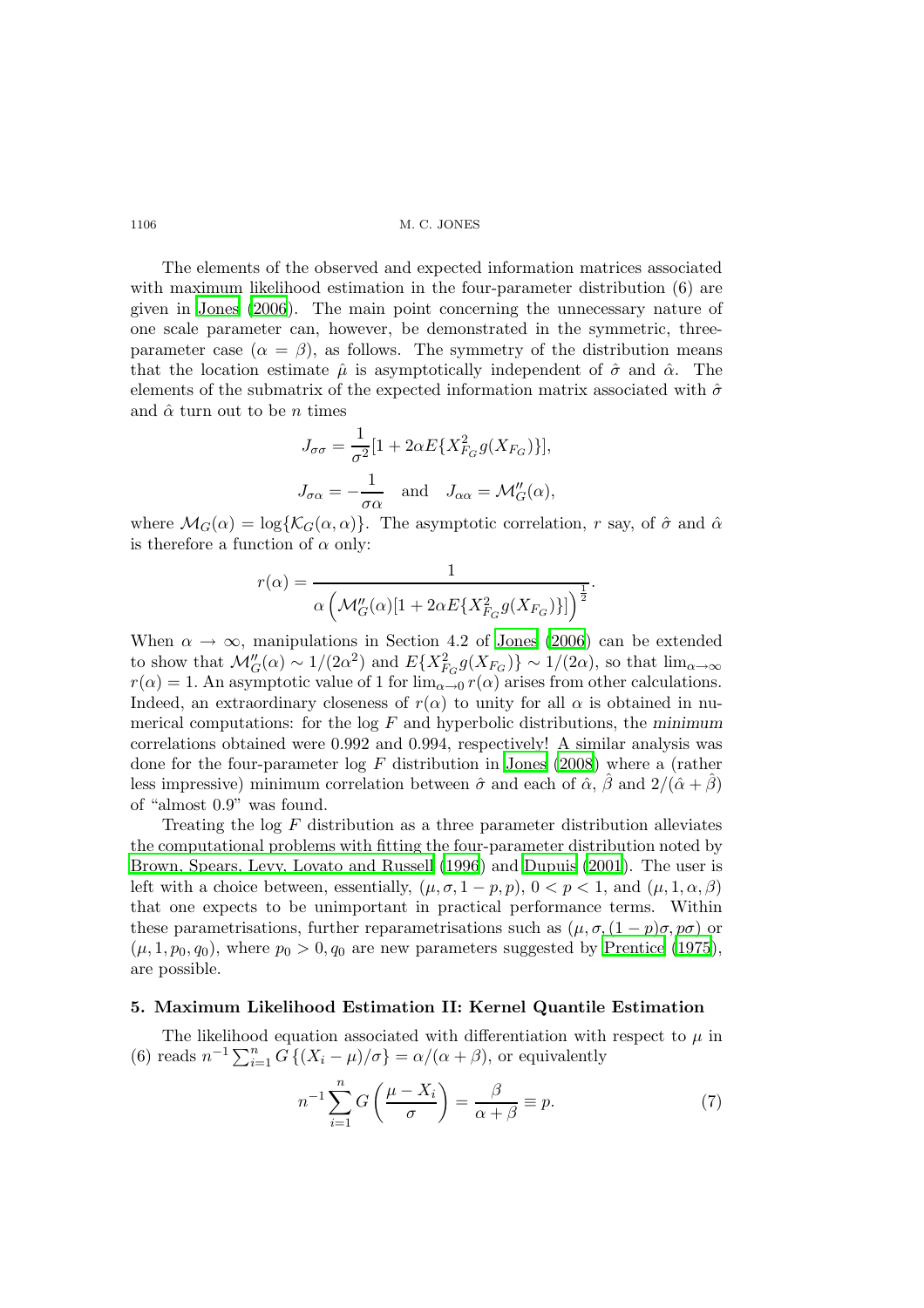The elements of the observed and expected information matrices associated with maximum likelihood estimation in the four-parameter distribution (6) are given in Jones (2006). The main point concerning the unnecessary nature of one scale parameter can, however, be demonstrated in the symmetric, three-parameter case ($\alpha = \beta$), as follows. The symmetry of the distribution means that the location estimate $\hat{\mu}$ is asymptotically independent of $\hat{\sigma}$ and $\hat{\alpha}$. The elements of the submatrix of the expected information matrix associated with $\hat{\sigma}$ and $\hat{\alpha}$ turn out to be $n$ times

$$J_{\sigma\sigma} = \frac{1}{\sigma^2}[1 + 2\alpha E\{X_{F_G}^2 g(X_{F_G})\}],$$

$$J_{\sigma\alpha} = -\frac{1}{\sigma\alpha} \quad \text{and} \quad J_{\alpha\alpha} = \mathcal{M}_G''(\alpha),$$

where $\mathcal{M}_G(\alpha) = \log\{\mathcal{K}_G(\alpha, \alpha)\}$. The asymptotic correlation, $r$ say, of $\hat{\sigma}$ and $\hat{\alpha}$ is therefore a function of $\alpha$ only:

$$r(\alpha) = \frac{1}{\alpha\left(\mathcal{M}_G''(\alpha)[1 + 2\alpha E\{X_{F_G}^2 g(X_{F_G})\}]\right)^{\frac{1}{2}}}.$$

When $\alpha \to \infty$, manipulations in Section 4.2 of Jones (2006) can be extended to show that $\mathcal{M}_G''(\alpha) \sim 1/(2\alpha^2)$ and $E\{X_{F_G}^2 g(X_{F_G})\} \sim 1/(2\alpha)$, so that $\lim_{\alpha\to\infty} r(\alpha) = 1$. An asymptotic value of 1 for $\lim_{\alpha\to 0} r(\alpha)$ arises from other calculations. Indeed, an extraordinary closeness of $r(\alpha)$ to unity for all $\alpha$ is obtained in numerical computations: for the log $F$ and hyperbolic distributions, the *minimum* correlations obtained were 0.992 and 0.994, respectively! A similar analysis was done for the four-parameter log $F$ distribution in Jones (2008) where a (rather less impressive) minimum correlation between $\hat{\sigma}$ and each of $\hat{\alpha}$, $\hat{\beta}$ and $2/(\hat{\alpha} + \hat{\beta})$ of "almost 0.9" was found.

Treating the log $F$ distribution as a three parameter distribution alleviates the computational problems with fitting the four-parameter distribution noted by Brown, Spears, Levy, Lovato and Russell (1996) and Dupuis (2001). The user is left with a choice between, essentially, $(\mu, \sigma, 1-p, p)$, $0 < p < 1$, and $(\mu, 1, \alpha, \beta)$ that one expects to be unimportant in practical performance terms. Within these parametrisations, further reparametrisations such as $(\mu, \sigma, (1-p)\sigma, p\sigma)$ or $(\mu, 1, p_0, q_0)$, where $p_0 > 0, q_0$ are new parameters suggested by Prentice (1975), are possible.

## 5. Maximum Likelihood Estimation II: Kernel Quantile Estimation

The likelihood equation associated with differentiation with respect to $\mu$ in (6) reads $n^{-1}\sum_{i=1}^{n} G\{(X_i - \mu)/\sigma\} = \alpha/(\alpha + \beta)$, or equivalently

$$n^{-1}\sum_{i=1}^{n} G\left(\frac{\mu - X_i}{\sigma}\right) = \frac{\beta}{\alpha + \beta} \equiv p. \tag{7}$$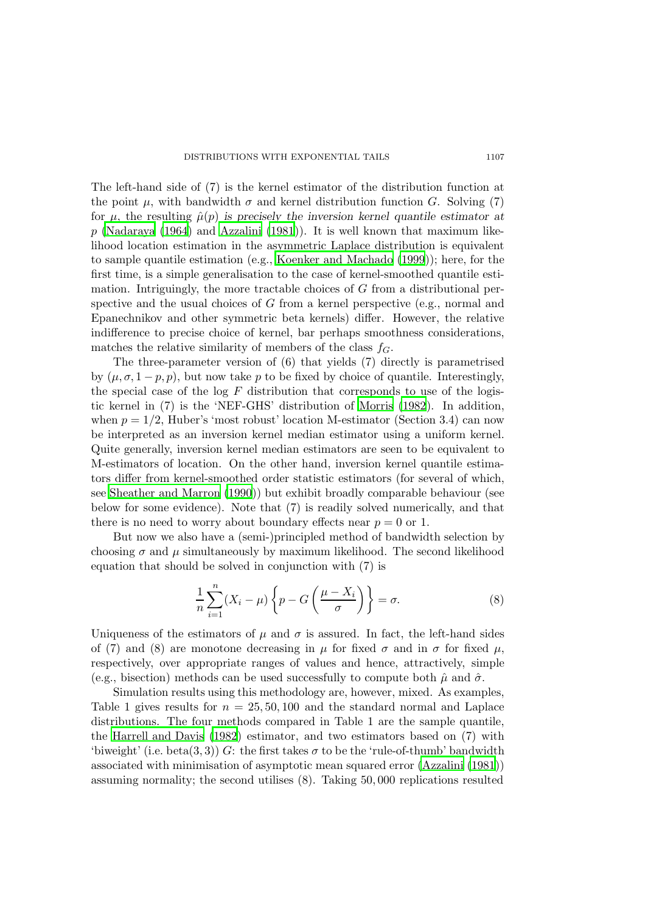The left-hand side of (7) is the kernel estimator of the distribution function at the point $\mu$, with bandwidth $\sigma$ and kernel distribution function $G$. Solving (7) for $\mu$, the resulting $\hat{\mu}(p)$ *is precisely the inversion kernel quantile estimator at* $p$ (Nadaraya (1964) and Azzalini (1981)). It is well known that maximum likelihood location estimation in the asymmetric Laplace distribution is equivalent to sample quantile estimation (e.g., Koenker and Machado (1999)); here, for the first time, is a simple generalisation to the case of kernel-smoothed quantile estimation. Intriguingly, the more tractable choices of $G$ from a distributional perspective and the usual choices of $G$ from a kernel perspective (e.g., normal and Epanechnikov and other symmetric beta kernels) differ. However, the relative indifference to precise choice of kernel, bar perhaps smoothness considerations, matches the relative similarity of members of the class $f_G$.

The three-parameter version of (6) that yields (7) directly is parametrised by $(\mu, \sigma, 1-p, p)$, but now take $p$ to be fixed by choice of quantile. Interestingly, the special case of the log $F$ distribution that corresponds to use of the logistic kernel in (7) is the 'NEF-GHS' distribution of Morris (1982). In addition, when $p = 1/2$, Huber's 'most robust' location M-estimator (Section 3.4) can now be interpreted as an inversion kernel median estimator using a uniform kernel. Quite generally, inversion kernel median estimators are seen to be equivalent to M-estimators of location. On the other hand, inversion kernel quantile estimators differ from kernel-smoothed order statistic estimators (for several of which, see Sheather and Marron (1990)) but exhibit broadly comparable behaviour (see below for some evidence). Note that (7) is readily solved numerically, and that there is no need to worry about boundary effects near $p = 0$ or 1.

But now we also have a (semi-)principled method of bandwidth selection by choosing $\sigma$ and $\mu$ simultaneously by maximum likelihood. The second likelihood equation that should be solved in conjunction with (7) is

$$\frac{1}{n}\sum_{i=1}^{n}(X_i - \mu)\left\{p - G\left(\frac{\mu - X_i}{\sigma}\right)\right\} = \sigma. \tag{8}$$

Uniqueness of the estimators of $\mu$ and $\sigma$ is assured. In fact, the left-hand sides of (7) and (8) are monotone decreasing in $\mu$ for fixed $\sigma$ and in $\sigma$ for fixed $\mu$, respectively, over appropriate ranges of values and hence, attractively, simple (e.g., bisection) methods can be used successfully to compute both $\hat{\mu}$ and $\hat{\sigma}$.

Simulation results using this methodology are, however, mixed. As examples, Table 1 gives results for $n = 25, 50, 100$ and the standard normal and Laplace distributions. The four methods compared in Table 1 are the sample quantile, the Harrell and Davis (1982) estimator, and two estimators based on (7) with 'biweight' (i.e. beta(3, 3)) $G$: the first takes $\sigma$ to be the 'rule-of-thumb' bandwidth associated with minimisation of asymptotic mean squared error (Azzalini (1981)) assuming normality; the second utilises (8). Taking 50,000 replications resulted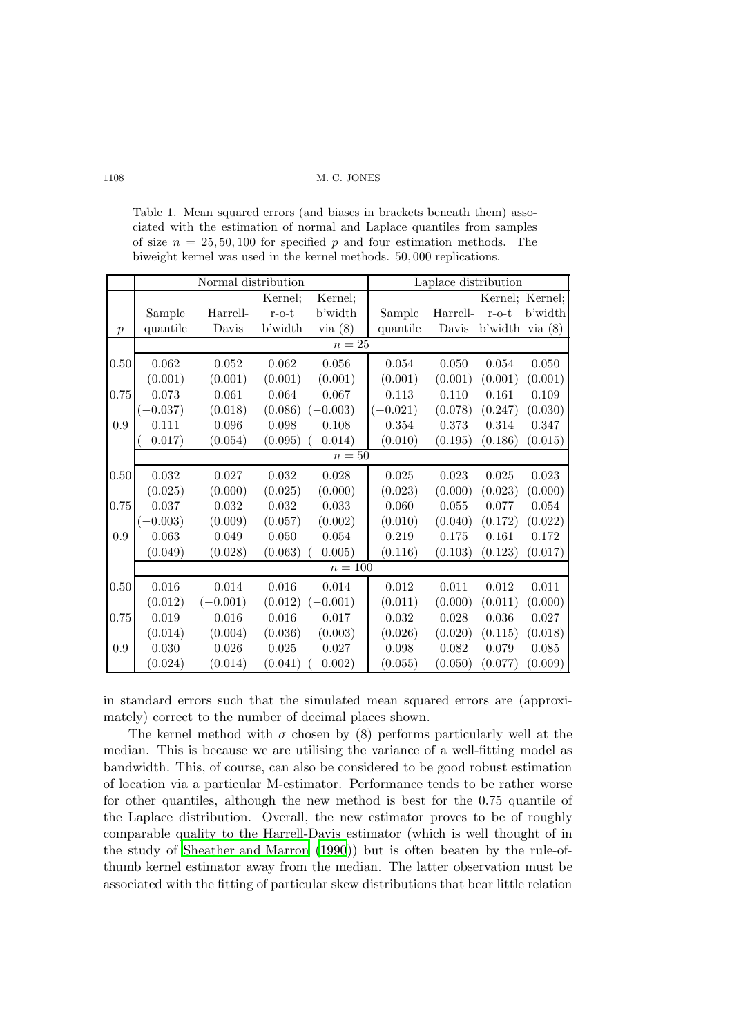Table 1. Mean squared errors (and biases in brackets beneath them) associated with the estimation of normal and Laplace quantiles from samples of size $n = 25, 50, 100$ for specified $p$ and four estimation methods. The biweight kernel was used in the kernel methods. 50,000 replications.

| | Normal distribution | | | | Laplace distribution | | | |
|---|---|---|---|---|---|---|---|---|
| $p$ | Sample quantile | Harrell-Davis | Kernel; r-o-t b'width | Kernel; b'width via (8) | Sample quantile | Harrell-Davis | Kernel; r-o-t b'width | Kernel; b'width via (8) |
| | $n = 25$ | | | | | | | |
| 0.50 | 0.062 | 0.052 | 0.062 | 0.056 | 0.054 | 0.050 | 0.054 | 0.050 |
| | (0.001) | (0.001) | (0.001) | (0.001) | (0.001) | (0.001) | (0.001) | (0.001) |
| 0.75 | 0.073 | 0.061 | 0.064 | 0.067 | 0.113 | 0.110 | 0.161 | 0.109 |
| | (−0.037) | (0.018) | (0.086) | (−0.003) | (−0.021) | (0.078) | (0.247) | (0.030) |
| 0.9 | 0.111 | 0.096 | 0.098 | 0.108 | 0.354 | 0.373 | 0.314 | 0.347 |
| | (−0.017) | (0.054) | (0.095) | (−0.014) | (0.010) | (0.195) | (0.186) | (0.015) |
| | $n = 50$ | | | | | | | |
| 0.50 | 0.032 | 0.027 | 0.032 | 0.028 | 0.025 | 0.023 | 0.025 | 0.023 |
| | (0.025) | (0.000) | (0.025) | (0.000) | (0.023) | (0.000) | (0.023) | (0.000) |
| 0.75 | 0.037 | 0.032 | 0.032 | 0.033 | 0.060 | 0.055 | 0.077 | 0.054 |
| | (−0.003) | (0.009) | (0.057) | (0.002) | (0.010) | (0.040) | (0.172) | (0.022) |
| 0.9 | 0.063 | 0.049 | 0.050 | 0.054 | 0.219 | 0.175 | 0.161 | 0.172 |
| | (0.049) | (0.028) | (0.063) | (−0.005) | (0.116) | (0.103) | (0.123) | (0.017) |
| | $n = 100$ | | | | | | | |
| 0.50 | 0.016 | 0.014 | 0.016 | 0.014 | 0.012 | 0.011 | 0.012 | 0.011 |
| | (0.012) | (−0.001) | (0.012) | (−0.001) | (0.011) | (0.000) | (0.011) | (0.000) |
| 0.75 | 0.019 | 0.016 | 0.016 | 0.017 | 0.032 | 0.028 | 0.036 | 0.027 |
| | (0.014) | (0.004) | (0.036) | (0.003) | (0.026) | (0.020) | (0.115) | (0.018) |
| 0.9 | 0.030 | 0.026 | 0.025 | 0.027 | 0.098 | 0.082 | 0.079 | 0.085 |
| | (0.024) | (0.014) | (0.041) | (−0.002) | (0.055) | (0.050) | (0.077) | (0.009) |

in standard errors such that the simulated mean squared errors are (approximately) correct to the number of decimal places shown.

The kernel method with $\sigma$ chosen by (8) performs particularly well at the median. This is because we are utilising the variance of a well-fitting model as bandwidth. This, of course, can also be considered to be good robust estimation of location via a particular M-estimator. Performance tends to be rather worse for other quantiles, although the new method is best for the 0.75 quantile of the Laplace distribution. Overall, the new estimator proves to be of roughly comparable quality to the Harrell-Davis estimator (which is well thought of in the study of Sheather and Marron (1990)) but is often beaten by the rule-of-thumb kernel estimator away from the median. The latter observation must be associated with the fitting of particular skew distributions that bear little relation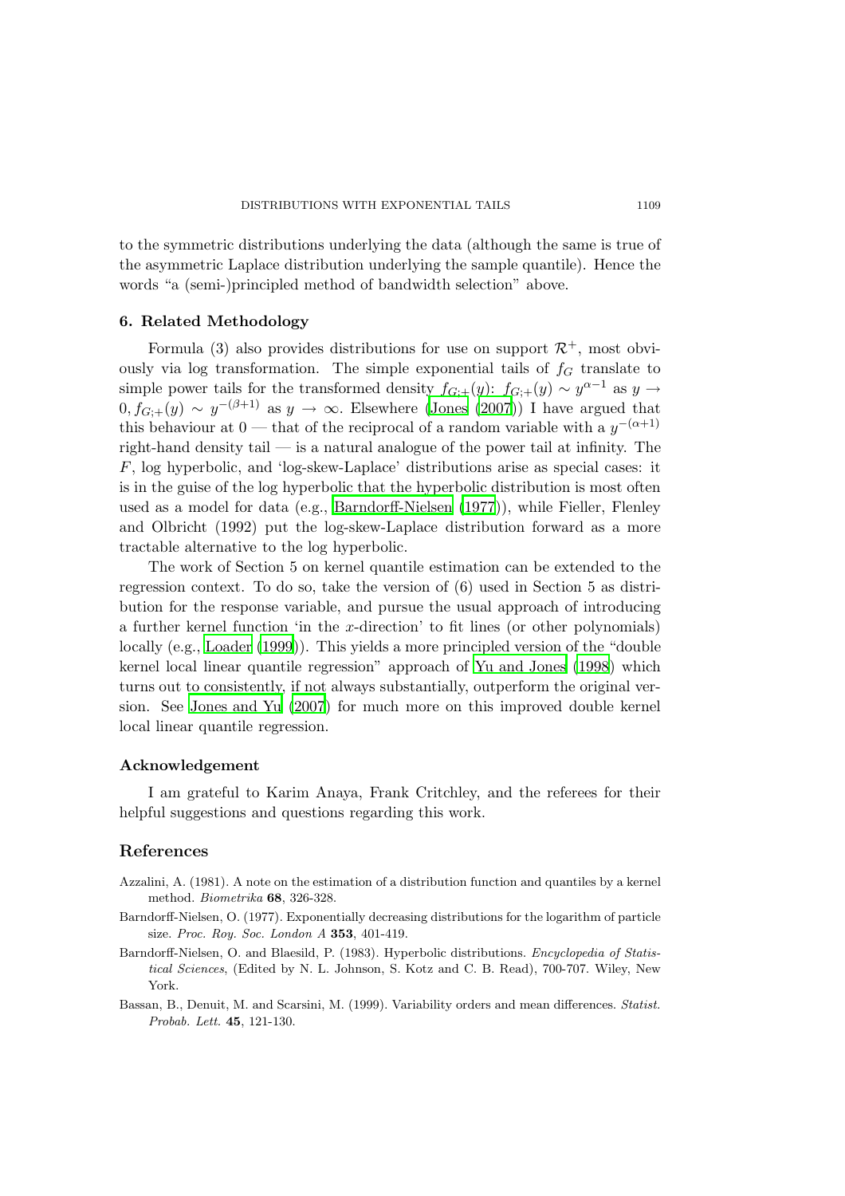to the symmetric distributions underlying the data (although the same is true of the asymmetric Laplace distribution underlying the sample quantile). Hence the words "a (semi-)principled method of bandwidth selection" above.

## 6. Related Methodology

Formula (3) also provides distributions for use on support $\mathcal{R}^+$, most obviously via log transformation. The simple exponential tails of $f_G$ translate to simple power tails for the transformed density $f_{G;+}(y)$: $f_{G;+}(y) \sim y^{\alpha-1}$ as $y \to 0$, $f_{G;+}(y) \sim y^{-(\beta+1)}$ as $y \to \infty$. Elsewhere (Jones (2007)) I have argued that this behaviour at 0 — that of the reciprocal of a random variable with a $y^{-(\alpha+1)}$ right-hand density tail — is a natural analogue of the power tail at infinity. The $F$, log hyperbolic, and 'log-skew-Laplace' distributions arise as special cases: it is in the guise of the log hyperbolic that the hyperbolic distribution is most often used as a model for data (e.g., Barndorff-Nielsen (1977)), while Fieller, Flenley and Olbricht (1992) put the log-skew-Laplace distribution forward as a more tractable alternative to the log hyperbolic.

The work of Section 5 on kernel quantile estimation can be extended to the regression context. To do so, take the version of (6) used in Section 5 as distribution for the response variable, and pursue the usual approach of introducing a further kernel function 'in the $x$-direction' to fit lines (or other polynomials) locally (e.g., Loader (1999)). This yields a more principled version of the "double kernel local linear quantile regression" approach of Yu and Jones (1998) which turns out to consistently, if not always substantially, outperform the original version. See Jones and Yu (2007) for much more on this improved double kernel local linear quantile regression.

## Acknowledgement

I am grateful to Karim Anaya, Frank Critchley, and the referees for their helpful suggestions and questions regarding this work.

## References

Azzalini, A. (1981). A note on the estimation of a distribution function and quantiles by a kernel method. *Biometrika* **68**, 326-328.

Barndorff-Nielsen, O. (1977). Exponentially decreasing distributions for the logarithm of particle size. *Proc. Roy. Soc. London A* **353**, 401-419.

Barndorff-Nielsen, O. and Blaesild, P. (1983). Hyperbolic distributions. *Encyclopedia of Statistical Sciences*, (Edited by N. L. Johnson, S. Kotz and C. B. Read), 700-707. Wiley, New York.

Bassan, B., Denuit, M. and Scarsini, M. (1999). Variability orders and mean differences. *Statist. Probab. Lett.* **45**, 121-130.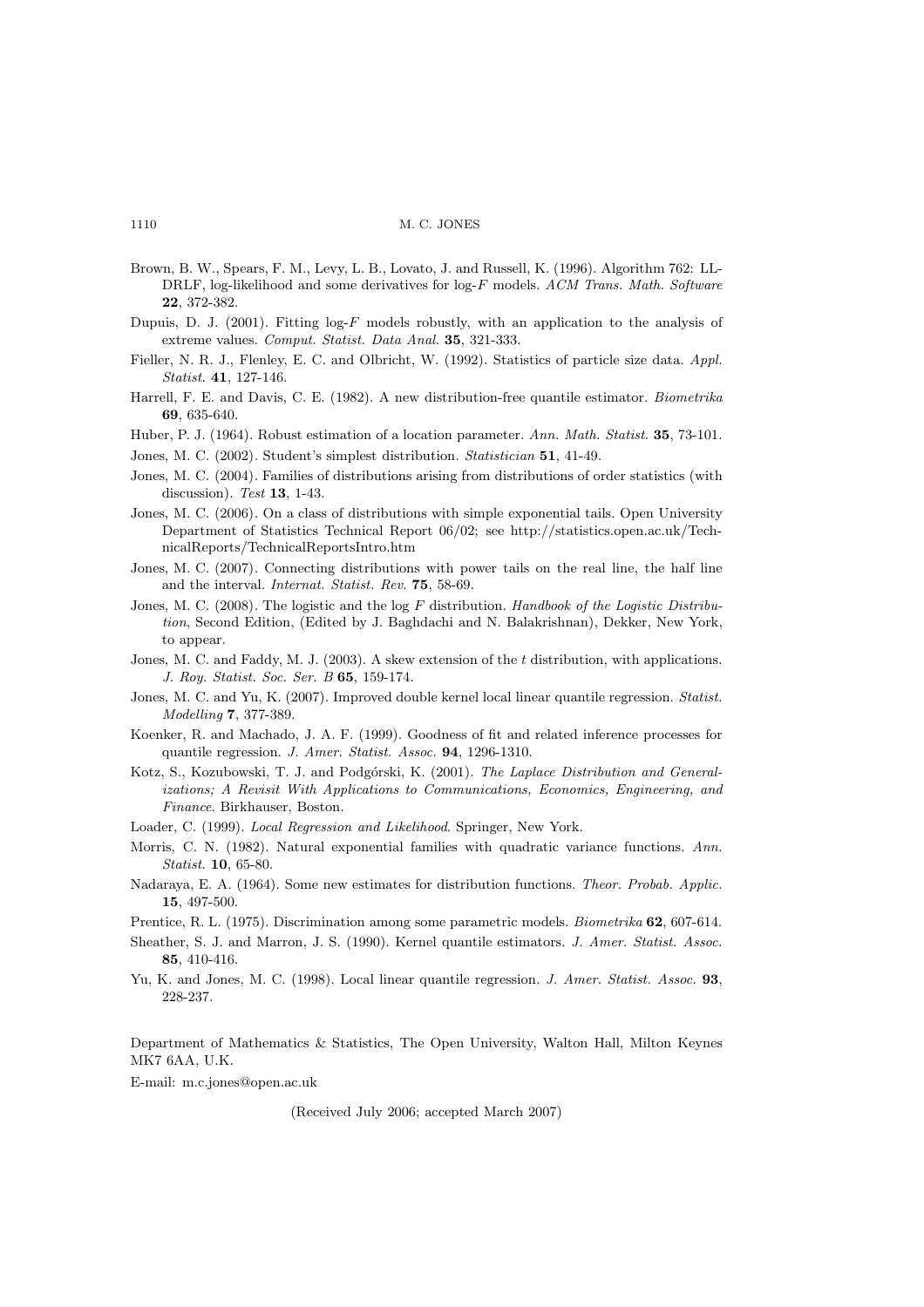Brown, B. W., Spears, F. M., Levy, L. B., Lovato, J. and Russell, K. (1996). Algorithm 762: LL-DRLF, log-likelihood and some derivatives for log-$F$ models. *ACM Trans. Math. Software* **22**, 372-382.

Dupuis, D. J. (2001). Fitting log-$F$ models robustly, with an application to the analysis of extreme values. *Comput. Statist. Data Anal.* **35**, 321-333.

Fieller, N. R. J., Flenley, E. C. and Olbricht, W. (1992). Statistics of particle size data. *Appl. Statist.* **41**, 127-146.

Harrell, F. E. and Davis, C. E. (1982). A new distribution-free quantile estimator. *Biometrika* **69**, 635-640.

Huber, P. J. (1964). Robust estimation of a location parameter. *Ann. Math. Statist.* **35**, 73-101.

Jones, M. C. (2002). Student's simplest distribution. *Statistician* **51**, 41-49.

Jones, M. C. (2004). Families of distributions arising from distributions of order statistics (with discussion). *Test* **13**, 1-43.

Jones, M. C. (2006). On a class of distributions with simple exponential tails. Open University Department of Statistics Technical Report 06/02; see http://statistics.open.ac.uk/TechnicalReports/TechnicalReportsIntro.htm

Jones, M. C. (2007). Connecting distributions with power tails on the real line, the half line and the interval. *Internat. Statist. Rev.* **75**, 58-69.

Jones, M. C. (2008). The logistic and the log $F$ distribution. *Handbook of the Logistic Distribution*, Second Edition, (Edited by J. Baghdachi and N. Balakrishnan), Dekker, New York, to appear.

Jones, M. C. and Faddy, M. J. (2003). A skew extension of the $t$ distribution, with applications. *J. Roy. Statist. Soc. Ser. B* **65**, 159-174.

Jones, M. C. and Yu, K. (2007). Improved double kernel local linear quantile regression. *Statist. Modelling* **7**, 377-389.

Koenker, R. and Machado, J. A. F. (1999). Goodness of fit and related inference processes for quantile regression. *J. Amer. Statist. Assoc.* **94**, 1296-1310.

Kotz, S., Kozubowski, T. J. and Podgórski, K. (2001). *The Laplace Distribution and Generalizations; A Revisit With Applications to Communications, Economics, Engineering, and Finance*. Birkhauser, Boston.

Loader, C. (1999). *Local Regression and Likelihood*. Springer, New York.

Morris, C. N. (1982). Natural exponential families with quadratic variance functions. *Ann. Statist.* **10**, 65-80.

Nadaraya, E. A. (1964). Some new estimates for distribution functions. *Theor. Probab. Applic.* **15**, 497-500.

Prentice, R. L. (1975). Discrimination among some parametric models. *Biometrika* **62**, 607-614.

Sheather, S. J. and Marron, J. S. (1990). Kernel quantile estimators. *J. Amer. Statist. Assoc.* **85**, 410-416.

Yu, K. and Jones, M. C. (1998). Local linear quantile regression. *J. Amer. Statist. Assoc.* **93**, 228-237.

Department of Mathematics & Statistics, The Open University, Walton Hall, Milton Keynes MK7 6AA, U.K.

E-mail: m.c.jones@open.ac.uk

(Received July 2006; accepted March 2007)